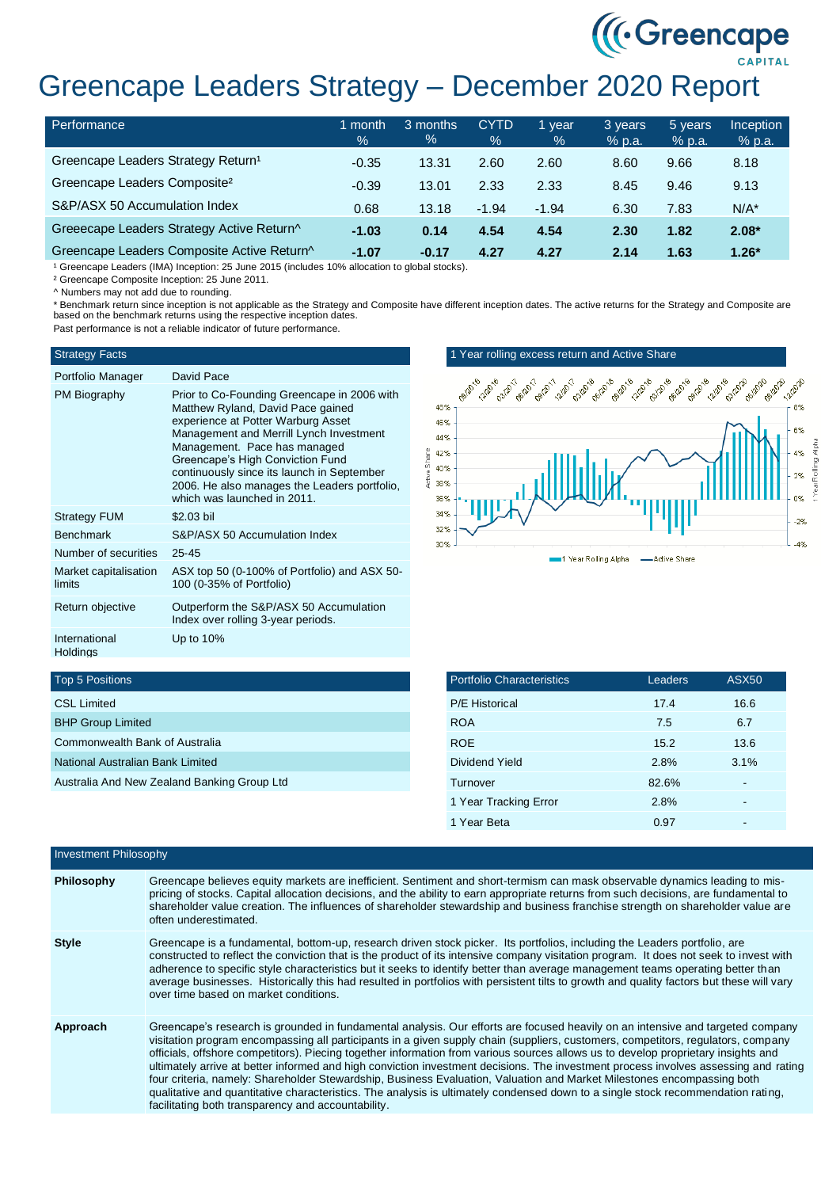# Greencape Leaders Strategy – December 2020 Report

| Performance | 1 month % | 3 months % | CYTD % | 1 year % | 3 years % p.a. | 5 years % p.a. | Inception % p.a. |
|---|---|---|---|---|---|---|---|
| Greencape Leaders Strategy Return[1] | -0.35 | 13.31 | 2.60 | 2.60 | 8.60 | 9.66 | 8.18 |
| Greencape Leaders Composite[2] | -0.39 | 13.01 | 2.33 | 2.33 | 8.45 | 9.46 | 9.13 |
| S&P/ASX 50 Accumulation Index | 0.68 | 13.18 | -1.94 | -1.94 | 6.30 | 7.83 | N/A* |
| **Greeecape Leaders Strategy Active Return^** | **-1.03** | **0.14** | **4.54** | **4.54** | **2.30** | **1.82** | **2.08*** |
| **Greencape Leaders Composite Active Return^** | **-1.07** | **-0.17** | **4.27** | **4.27** | **2.14** | **1.63** | **1.26*** |

[1] Greencape Leaders (IMA) Inception: 25 June 2015 (includes 10% allocation to global stocks).

[2] Greencape Composite Inception: 25 June 2011.

^ Numbers may not add due to rounding.

* Benchmark return since inception is not applicable as the Strategy and Composite have different inception dates. The active returns for the Strategy and Composite are based on the benchmark returns using the respective inception dates.

Past performance is not a reliable indicator of future performance.

## Strategy Facts

| | |
|---|---|
| Portfolio Manager | David Pace |
| PM Biography | Prior to Co-Founding Greencape in 2006 with Matthew Ryland, David Pace gained experience at Potter Warburg Asset Management and Merrill Lynch Investment Management. Pace has managed Greencape's High Conviction Fund continuously since its launch in September 2006. He also manages the Leaders portfolio, which was launched in 2011. |
| Strategy FUM | $2.03 bil |
| Benchmark | S&P/ASX 50 Accumulation Index |
| Number of securities | 25-45 |
| Market capitalisation limits | ASX top 50 (0-100% of Portfolio) and ASX 50-100 (0-35% of Portfolio) |
| Return objective | Outperform the S&P/ASX 50 Accumulation Index over rolling 3-year periods. |
| International Holdings | Up to 10% |

## 1 Year rolling excess return and Active Share

## Top 5 Positions

| Top 5 Positions |
|---|
| CSL Limited |
| BHP Group Limited |
| Commonwealth Bank of Australia |
| National Australian Bank Limited |
| Australia And New Zealand Banking Group Ltd |

## Portfolio Characteristics

| Portfolio Characteristics | Leaders | ASX50 |
|---|---|---|
| P/E Historical | 17.4 | 16.6 |
| ROA | 7.5 | 6.7 |
| ROE | 15.2 | 13.6 |
| Dividend Yield | 2.8% | 3.1% |
| Turnover | 82.6% | - |
| 1 Year Tracking Error | 2.8% | - |
| 1 Year Beta | 0.97 | - |

## Investment Philosophy

**Philosophy**

Greencape believes equity markets are inefficient. Sentiment and short-termism can mask observable dynamics leading to mis-pricing of stocks. Capital allocation decisions, and the ability to earn appropriate returns from such decisions, are fundamental to shareholder value creation. The influences of shareholder stewardship and business franchise strength on shareholder value are often underestimated.

**Style**

Greencape is a fundamental, bottom-up, research driven stock picker. Its portfolios, including the Leaders portfolio, are constructed to reflect the conviction that is the product of its intensive company visitation program. It does not seek to invest with adherence to specific style characteristics but it seeks to identify better than average management teams operating better than average businesses. Historically this had resulted in portfolios with persistent tilts to growth and quality factors but these will vary over time based on market conditions.

**Approach**

Greencape's research is grounded in fundamental analysis. Our efforts are focused heavily on an intensive and targeted company visitation program encompassing all participants in a given supply chain (suppliers, customers, competitors, regulators, company officials, offshore competitors). Piecing together information from various sources allows us to develop proprietary insights and ultimately arrive at better informed and high conviction investment decisions. The investment process involves assessing and rating four criteria, namely: Shareholder Stewardship, Business Evaluation, Valuation and Market Milestones encompassing both qualitative and quantitative characteristics. The analysis is ultimately condensed down to a single stock recommendation rating, facilitating both transparency and accountability.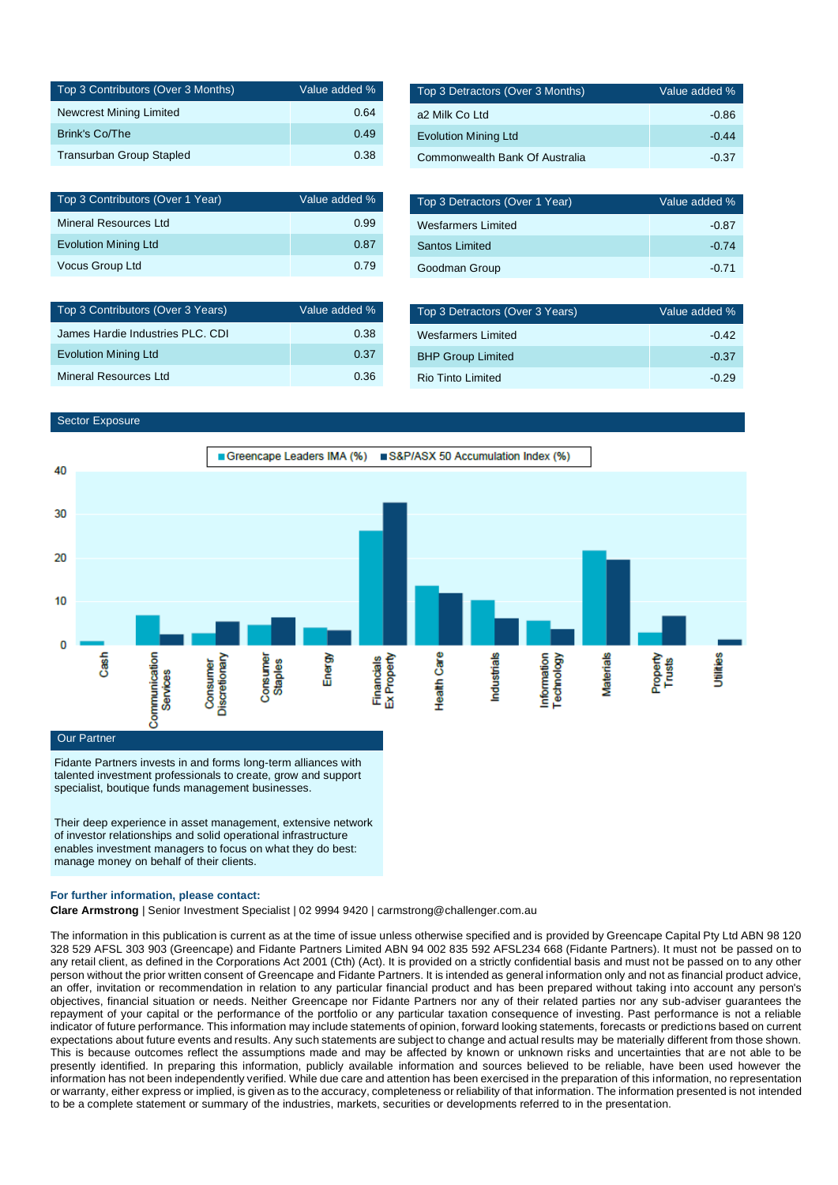| Top 3 Contributors (Over 3 Months) | Value added % |
|---|---|
| Newcrest Mining Limited | 0.64 |
| Brink's Co/The | 0.49 |
| Transurban Group Stapled | 0.38 |

| Top 3 Detractors (Over 3 Months) | Value added % |
|---|---|
| a2 Milk Co Ltd | -0.86 |
| Evolution Mining Ltd | -0.44 |
| Commonwealth Bank Of Australia | -0.37 |

| Top 3 Contributors (Over 1 Year) | Value added % |
|---|---|
| Mineral Resources Ltd | 0.99 |
| Evolution Mining Ltd | 0.87 |
| Vocus Group Ltd | 0.79 |

| Top 3 Detractors (Over 1 Year) | Value added % |
|---|---|
| Wesfarmers Limited | -0.87 |
| Santos Limited | -0.74 |
| Goodman Group | -0.71 |

| Top 3 Contributors (Over 3 Years) | Value added % |
|---|---|
| James Hardie Industries PLC. CDI | 0.38 |
| Evolution Mining Ltd | 0.37 |
| Mineral Resources Ltd | 0.36 |

| Top 3 Detractors (Over 3 Years) | Value added % |
|---|---|
| Wesfarmers Limited | -0.42 |
| BHP Group Limited | -0.37 |
| Rio Tinto Limited | -0.29 |

## Sector Exposure

Greencape Leaders IMA (%)
S&P/ASX 50 Accumulation Index (%)

40
30
20
10
0

Cash
Communication Services
Consumer Discretionary
Consumer Staples
Energy
Financials Ex Property
Health Care
Industrials
Information Technology
Materials
Property Trusts
Utilities

## Our Partner

Fidante Partners invests in and forms long-term alliances with talented investment professionals to create, grow and support specialist, boutique funds management businesses.

Their deep experience in asset management, extensive network of investor relationships and solid operational infrastructure enables investment managers to focus on what they do best: manage money on behalf of their clients.

**For further information, please contact:**

**Clare Armstrong** | Senior Investment Specialist | 02 9994 9420 | carmstrong@challenger.com.au

The information in this publication is current as at the time of issue unless otherwise specified and is provided by Greencape Capital Pty Ltd ABN 98 120 328 529 AFSL 303 903 (Greencape) and Fidante Partners Limited ABN 94 002 835 592 AFSL234 668 (Fidante Partners). It must not be passed on to any retail client, as defined in the Corporations Act 2001 (Cth) (Act). It is provided on a strictly confidential basis and must not be passed on to any other person without the prior written consent of Greencape and Fidante Partners. It is intended as general information only and not as financial product advice, an offer, invitation or recommendation in relation to any particular financial product and has been prepared without taking into account any person's objectives, financial situation or needs. Neither Greencape nor Fidante Partners nor any of their related parties nor any sub-adviser guarantees the repayment of your capital or the performance of the portfolio or any particular taxation consequence of investing. Past performance is not a reliable indicator of future performance. This information may include statements of opinion, forward looking statements, forecasts or predictions based on current expectations about future events and results. Any such statements are subject to change and actual results may be materially different from those shown. This is because outcomes reflect the assumptions made and may be affected by known or unknown risks and uncertainties that are not able to be presently identified. In preparing this information, publicly available information and sources believed to be reliable, have been used however the information has not been independently verified. While due care and attention has been exercised in the preparation of this information, no representation or warranty, either express or implied, is given as to the accuracy, completeness or reliability of that information. The information presented is not intended to be a complete statement or summary of the industries, markets, securities or developments referred to in the presentation.